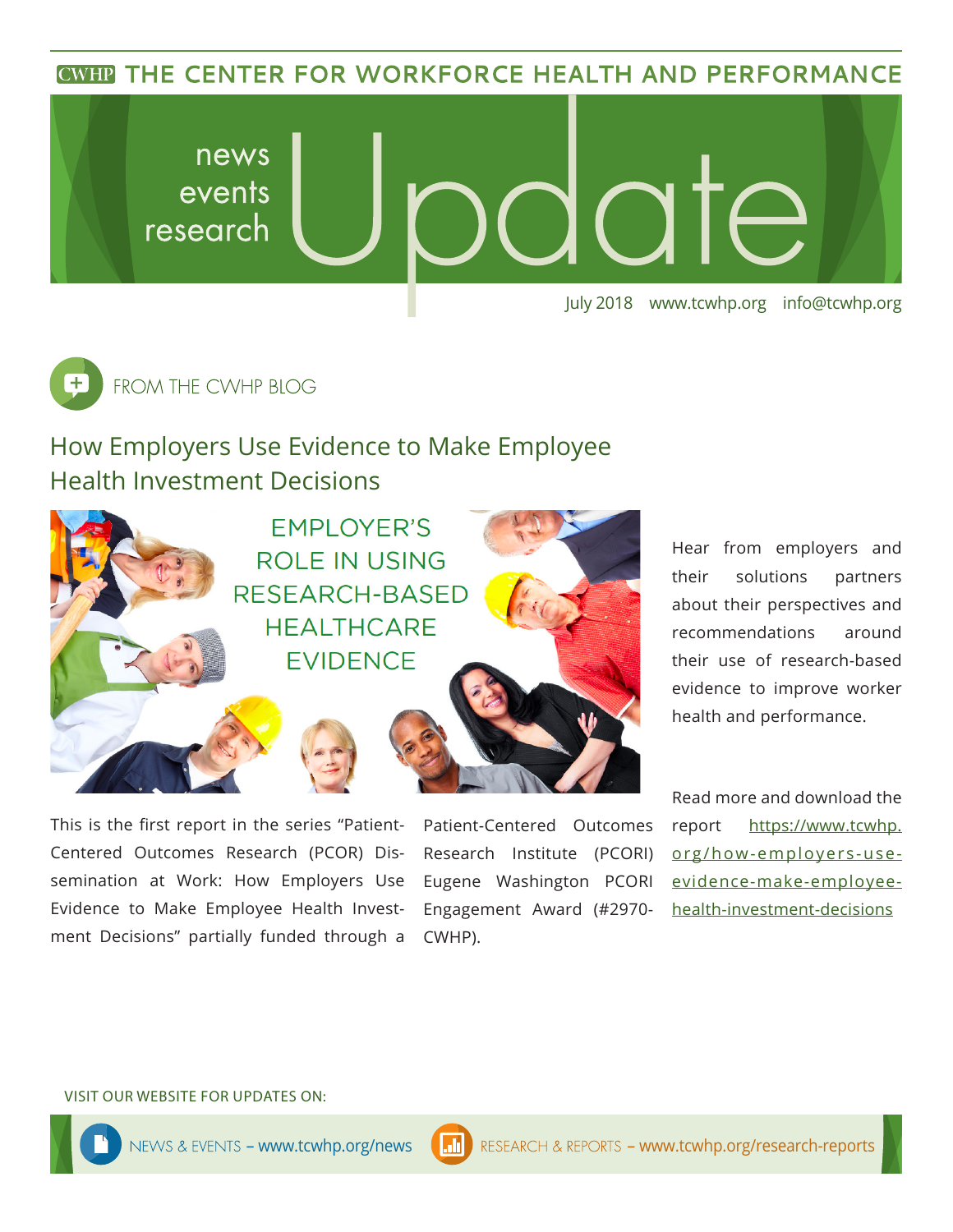# THE CENTER FOR WORKFORCE HEALTH AND PERFORMANCE

news
events
research

# Update

July 2018 www.tcwhp.org info@tcwhp.org

## FROM THE CWHP BLOG

### How Employers Use Evidence to Make Employee Health Investment Decisions

EMPLOYER'S ROLE IN USING RESEARCH-BASED HEALTHCARE EVIDENCE

This is the first report in the series "Patient-Centered Outcomes Research (PCOR) Dissemination at Work: How Employers Use Evidence to Make Employee Health Investment Decisions" partially funded through a Patient-Centered Outcomes Research Institute (PCORI) Eugene Washington PCORI Engagement Award (#2970-CWHP).

Hear from employers and their solutions partners about their perspectives and recommendations around their use of research-based evidence to improve worker health and performance.

Read more and download the report https://www.tcwhp.org/how-employers-use-evidence-make-employee-health-investment-decisions

VISIT OUR WEBSITE FOR UPDATES ON:

NEWS & EVENTS – www.tcwhp.org/news

RESEARCH & REPORTS – www.tcwhp.org/research-reports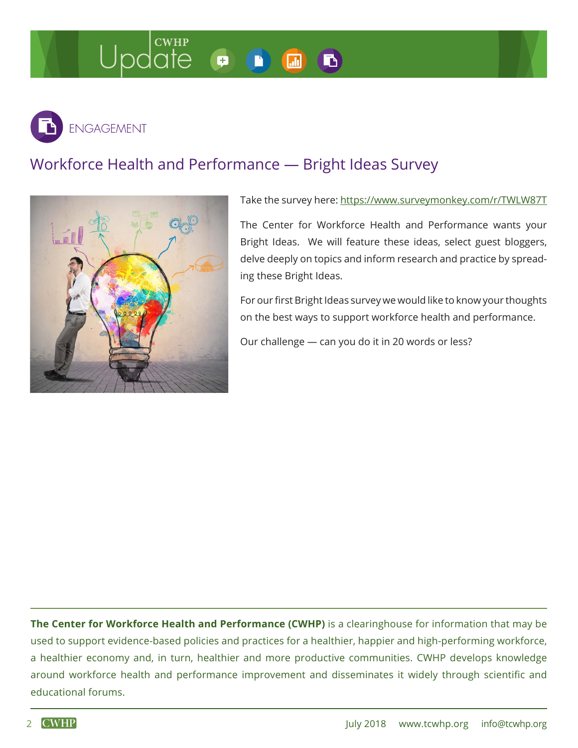# ENGAGEMENT

## Workforce Health and Performance — Bright Ideas Survey

Take the survey here: https://www.surveymonkey.com/r/TWLW87T

The Center for Workforce Health and Performance wants your Bright Ideas. We will feature these ideas, select guest bloggers, delve deeply on topics and inform research and practice by spreading these Bright Ideas.

For our first Bright Ideas survey we would like to know your thoughts on the best ways to support workforce health and performance.

Our challenge — can you do it in 20 words or less?

**The Center for Workforce Health and Performance (CWHP)** is a clearinghouse for information that may be used to support evidence-based policies and practices for a healthier, happier and high-performing workforce, a healthier economy and, in turn, healthier and more productive communities. CWHP develops knowledge around workforce health and performance improvement and disseminates it widely through scientific and educational forums.